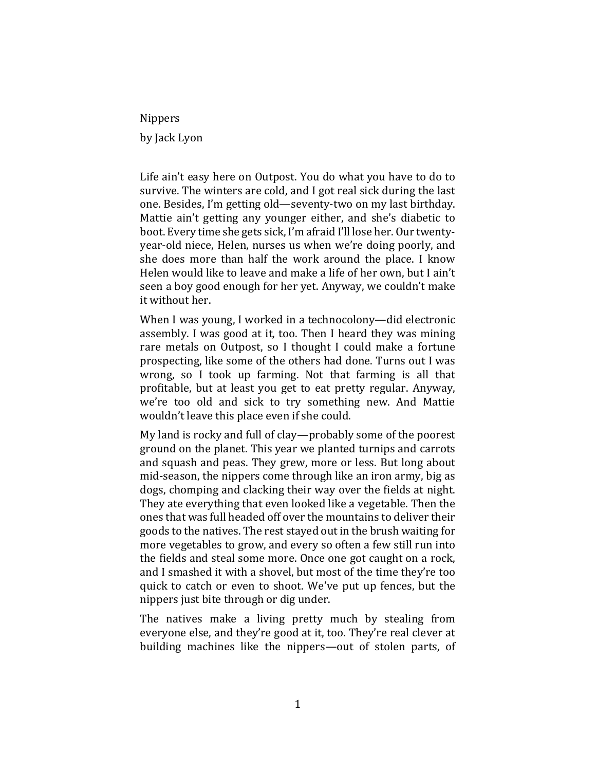# Nippers

by Jack Lyon

Life ain't easy here on Outpost. You do what you have to do to survive. The winters are cold, and I got real sick during the last one. Besides, I'm getting old—seventy-two on my last birthday. Mattie ain't getting any younger either, and she's diabetic to boot. Every time she gets sick, I'm afraid I'll lose her. Our twenty-year-old niece, Helen, nurses us when we're doing poorly, and she does more than half the work around the place. I know Helen would like to leave and make a life of her own, but I ain't seen a boy good enough for her yet. Anyway, we couldn't make it without her.

When I was young, I worked in a technocolony—did electronic assembly. I was good at it, too. Then I heard they was mining rare metals on Outpost, so I thought I could make a fortune prospecting, like some of the others had done. Turns out I was wrong, so I took up farming. Not that farming is all that profitable, but at least you get to eat pretty regular. Anyway, we're too old and sick to try something new. And Mattie wouldn't leave this place even if she could.

My land is rocky and full of clay—probably some of the poorest ground on the planet. This year we planted turnips and carrots and squash and peas. They grew, more or less. But long about mid-season, the nippers come through like an iron army, big as dogs, chomping and clacking their way over the fields at night. They ate everything that even looked like a vegetable. Then the ones that was full headed off over the mountains to deliver their goods to the natives. The rest stayed out in the brush waiting for more vegetables to grow, and every so often a few still run into the fields and steal some more. Once one got caught on a rock, and I smashed it with a shovel, but most of the time they're too quick to catch or even to shoot. We've put up fences, but the nippers just bite through or dig under.

The natives make a living pretty much by stealing from everyone else, and they're good at it, too. They're real clever at building machines like the nippers—out of stolen parts, of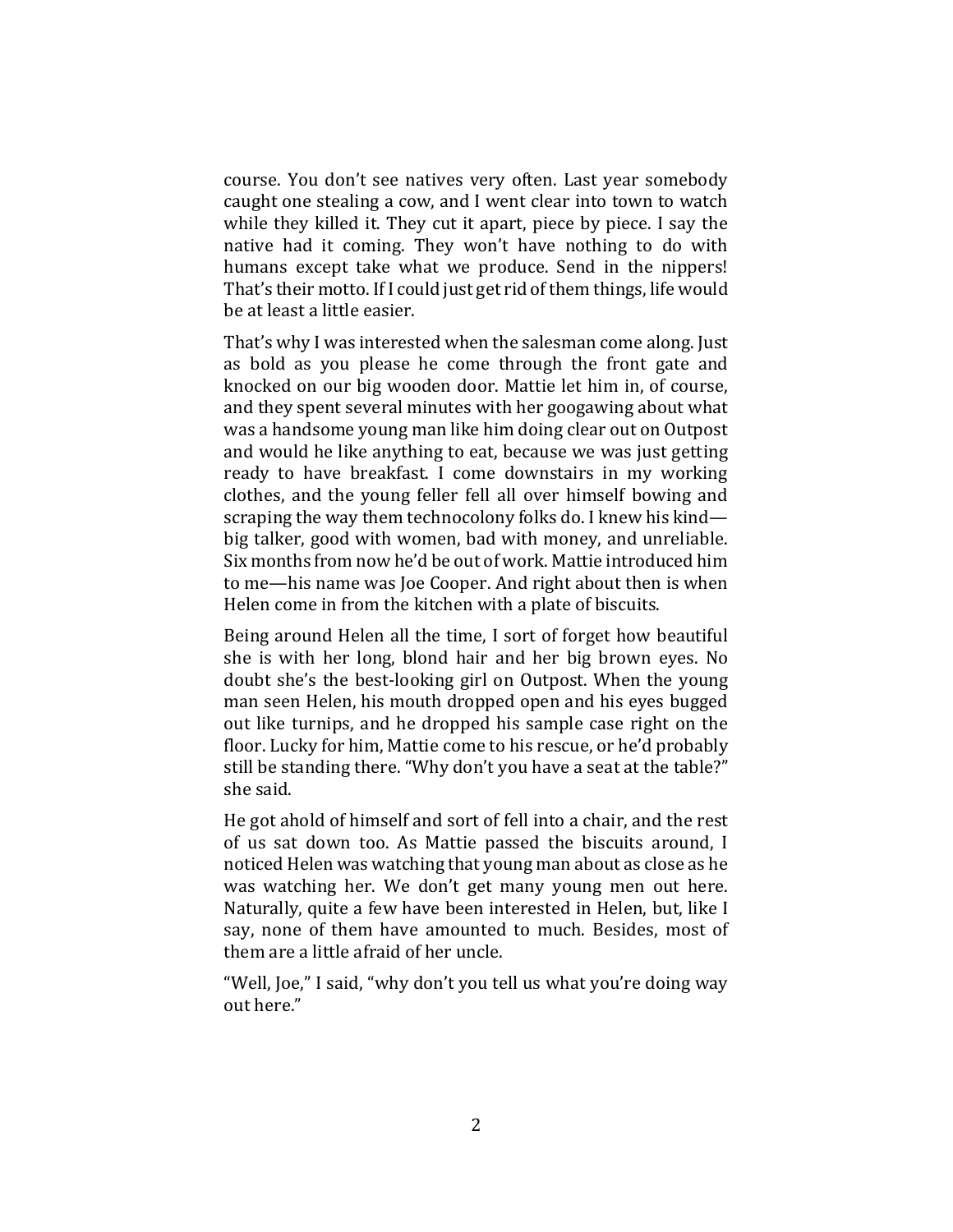course. You don't see natives very often. Last year somebody caught one stealing a cow, and I went clear into town to watch while they killed it. They cut it apart, piece by piece. I say the native had it coming. They won't have nothing to do with humans except take what we produce. Send in the nippers! That's their motto. If I could just get rid of them things, life would be at least a little easier.

That's why I was interested when the salesman come along. Just as bold as you please he come through the front gate and knocked on our big wooden door. Mattie let him in, of course, and they spent several minutes with her googawing about what was a handsome young man like him doing clear out on Outpost and would he like anything to eat, because we was just getting ready to have breakfast. I come downstairs in my working clothes, and the young feller fell all over himself bowing and scraping the way them technocolony folks do. I knew his kind—big talker, good with women, bad with money, and unreliable. Six months from now he'd be out of work. Mattie introduced him to me—his name was Joe Cooper. And right about then is when Helen come in from the kitchen with a plate of biscuits.

Being around Helen all the time, I sort of forget how beautiful she is with her long, blond hair and her big brown eyes. No doubt she's the best-looking girl on Outpost. When the young man seen Helen, his mouth dropped open and his eyes bugged out like turnips, and he dropped his sample case right on the floor. Lucky for him, Mattie come to his rescue, or he'd probably still be standing there. "Why don't you have a seat at the table?" she said.

He got ahold of himself and sort of fell into a chair, and the rest of us sat down too. As Mattie passed the biscuits around, I noticed Helen was watching that young man about as close as he was watching her. We don't get many young men out here. Naturally, quite a few have been interested in Helen, but, like I say, none of them have amounted to much. Besides, most of them are a little afraid of her uncle.

"Well, Joe," I said, "why don't you tell us what you're doing way out here."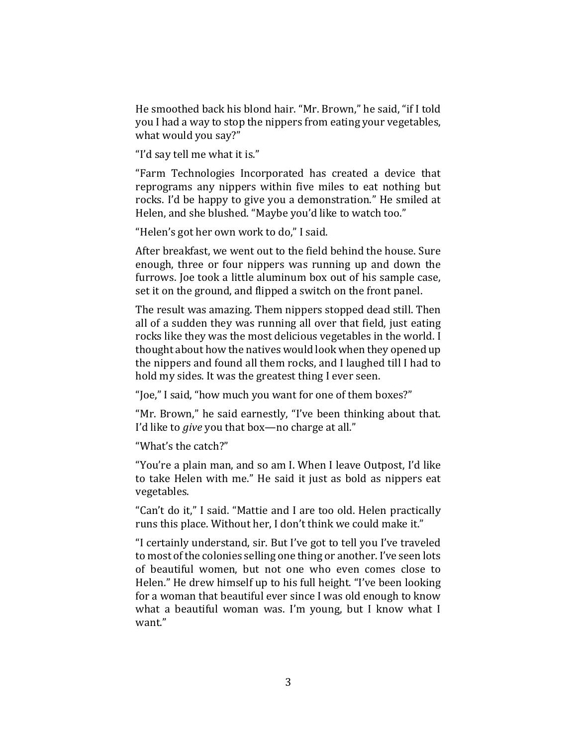He smoothed back his blond hair. "Mr. Brown," he said, "if I told you I had a way to stop the nippers from eating your vegetables, what would you say?"

"I'd say tell me what it is."

"Farm Technologies Incorporated has created a device that reprograms any nippers within five miles to eat nothing but rocks. I'd be happy to give you a demonstration." He smiled at Helen, and she blushed. "Maybe you'd like to watch too."

"Helen's got her own work to do," I said.

After breakfast, we went out to the field behind the house. Sure enough, three or four nippers was running up and down the furrows. Joe took a little aluminum box out of his sample case, set it on the ground, and flipped a switch on the front panel.

The result was amazing. Them nippers stopped dead still. Then all of a sudden they was running all over that field, just eating rocks like they was the most delicious vegetables in the world. I thought about how the natives would look when they opened up the nippers and found all them rocks, and I laughed till I had to hold my sides. It was the greatest thing I ever seen.

"Joe," I said, "how much you want for one of them boxes?"

"Mr. Brown," he said earnestly, "I've been thinking about that. I'd like to *give* you that box—no charge at all."

"What's the catch?"

"You're a plain man, and so am I. When I leave Outpost, I'd like to take Helen with me." He said it just as bold as nippers eat vegetables.

"Can't do it," I said. "Mattie and I are too old. Helen practically runs this place. Without her, I don't think we could make it."

"I certainly understand, sir. But I've got to tell you I've traveled to most of the colonies selling one thing or another. I've seen lots of beautiful women, but not one who even comes close to Helen." He drew himself up to his full height. "I've been looking for a woman that beautiful ever since I was old enough to know what a beautiful woman was. I'm young, but I know what I want."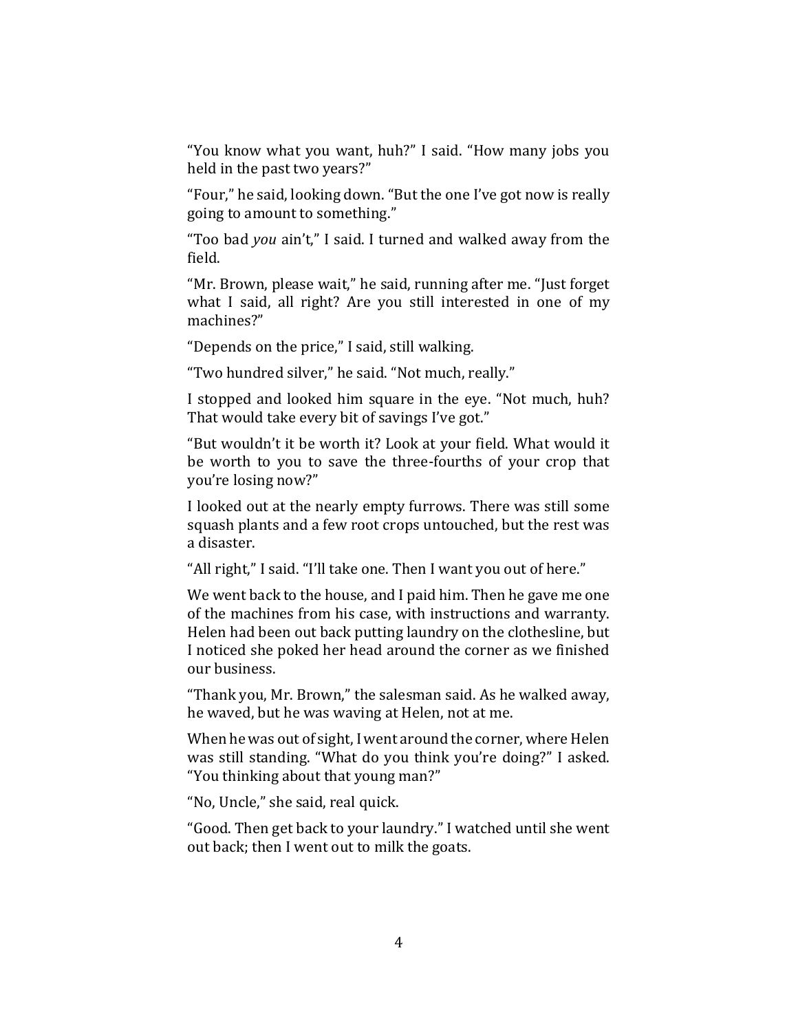"You know what you want, huh?" I said. "How many jobs you held in the past two years?"

"Four," he said, looking down. "But the one I've got now is really going to amount to something."

"Too bad *you* ain't," I said. I turned and walked away from the field.

"Mr. Brown, please wait," he said, running after me. "Just forget what I said, all right? Are you still interested in one of my machines?"

"Depends on the price," I said, still walking.

"Two hundred silver," he said. "Not much, really."

I stopped and looked him square in the eye. "Not much, huh? That would take every bit of savings I've got."

"But wouldn't it be worth it? Look at your field. What would it be worth to you to save the three-fourths of your crop that you're losing now?"

I looked out at the nearly empty furrows. There was still some squash plants and a few root crops untouched, but the rest was a disaster.

"All right," I said. "I'll take one. Then I want you out of here."

We went back to the house, and I paid him. Then he gave me one of the machines from his case, with instructions and warranty. Helen had been out back putting laundry on the clothesline, but I noticed she poked her head around the corner as we finished our business.

"Thank you, Mr. Brown," the salesman said. As he walked away, he waved, but he was waving at Helen, not at me.

When he was out of sight, I went around the corner, where Helen was still standing. "What do you think you're doing?" I asked. "You thinking about that young man?"

"No, Uncle," she said, real quick.

"Good. Then get back to your laundry." I watched until she went out back; then I went out to milk the goats.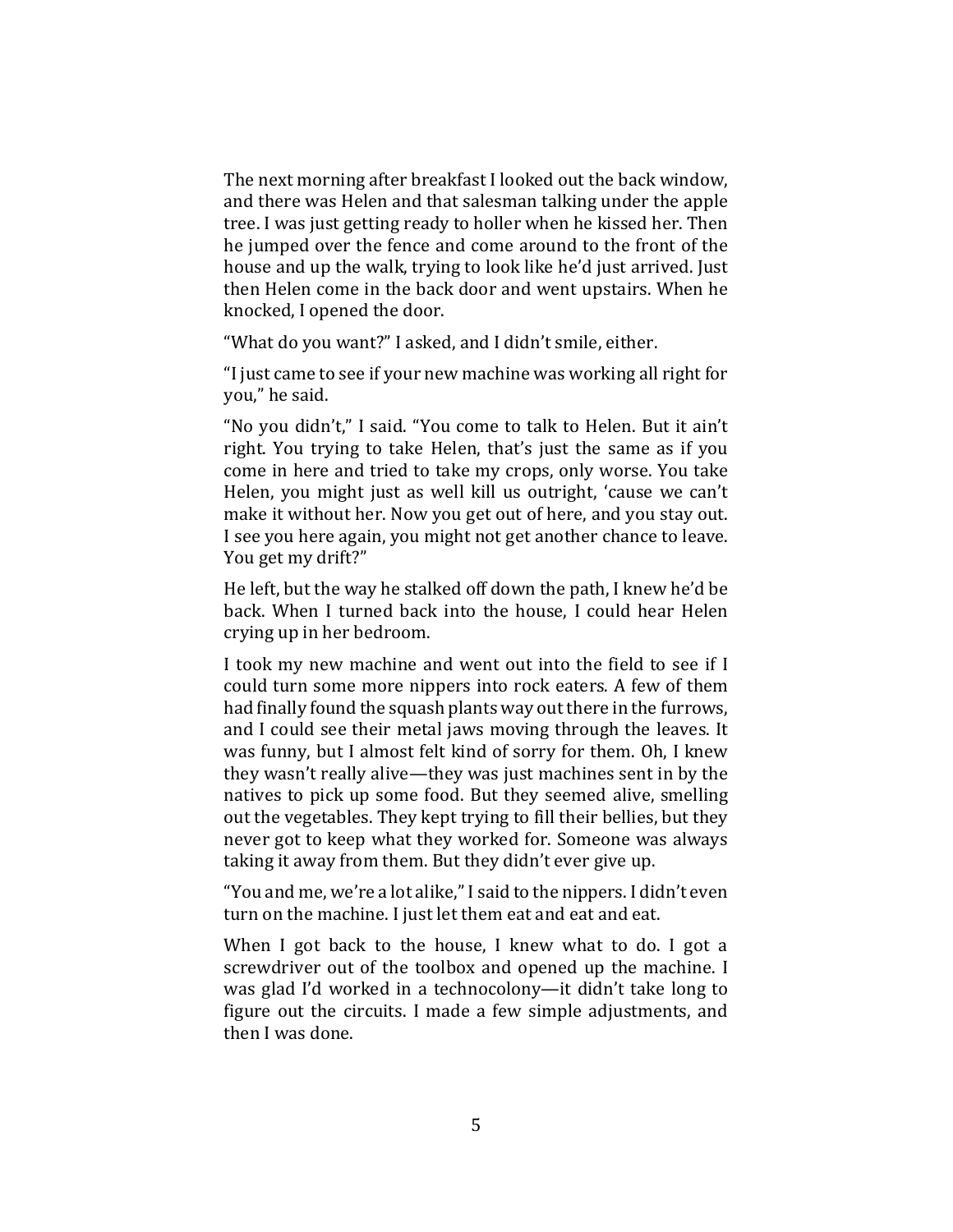The next morning after breakfast I looked out the back window, and there was Helen and that salesman talking under the apple tree. I was just getting ready to holler when he kissed her. Then he jumped over the fence and come around to the front of the house and up the walk, trying to look like he'd just arrived. Just then Helen come in the back door and went upstairs. When he knocked, I opened the door.

"What do you want?" I asked, and I didn't smile, either.

"I just came to see if your new machine was working all right for you," he said.

"No you didn't," I said. "You come to talk to Helen. But it ain't right. You trying to take Helen, that's just the same as if you come in here and tried to take my crops, only worse. You take Helen, you might just as well kill us outright, 'cause we can't make it without her. Now you get out of here, and you stay out. I see you here again, you might not get another chance to leave. You get my drift?"

He left, but the way he stalked off down the path, I knew he'd be back. When I turned back into the house, I could hear Helen crying up in her bedroom.

I took my new machine and went out into the field to see if I could turn some more nippers into rock eaters. A few of them had finally found the squash plants way out there in the furrows, and I could see their metal jaws moving through the leaves. It was funny, but I almost felt kind of sorry for them. Oh, I knew they wasn't really alive—they was just machines sent in by the natives to pick up some food. But they seemed alive, smelling out the vegetables. They kept trying to fill their bellies, but they never got to keep what they worked for. Someone was always taking it away from them. But they didn't ever give up.

"You and me, we're a lot alike," I said to the nippers. I didn't even turn on the machine. I just let them eat and eat and eat.

When I got back to the house, I knew what to do. I got a screwdriver out of the toolbox and opened up the machine. I was glad I'd worked in a technocolony—it didn't take long to figure out the circuits. I made a few simple adjustments, and then I was done.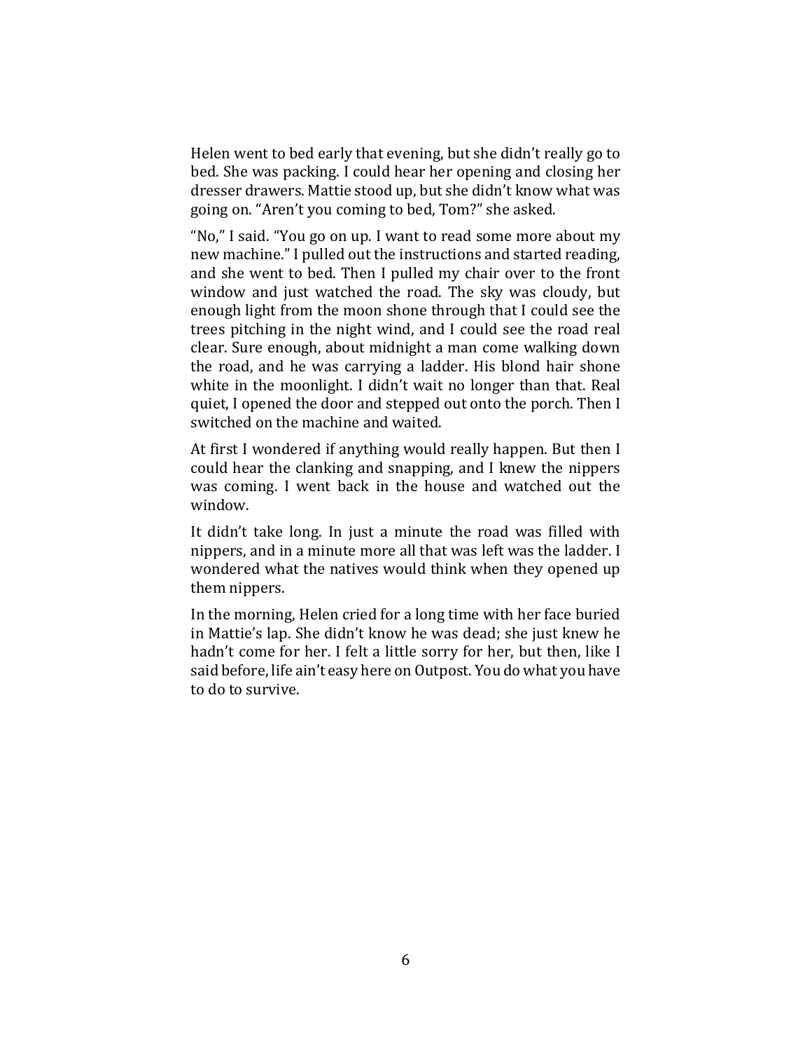Helen went to bed early that evening, but she didn't really go to bed. She was packing. I could hear her opening and closing her dresser drawers. Mattie stood up, but she didn't know what was going on. "Aren't you coming to bed, Tom?" she asked.

"No," I said. "You go on up. I want to read some more about my new machine." I pulled out the instructions and started reading, and she went to bed. Then I pulled my chair over to the front window and just watched the road. The sky was cloudy, but enough light from the moon shone through that I could see the trees pitching in the night wind, and I could see the road real clear. Sure enough, about midnight a man come walking down the road, and he was carrying a ladder. His blond hair shone white in the moonlight. I didn't wait no longer than that. Real quiet, I opened the door and stepped out onto the porch. Then I switched on the machine and waited.

At first I wondered if anything would really happen. But then I could hear the clanking and snapping, and I knew the nippers was coming. I went back in the house and watched out the window.

It didn't take long. In just a minute the road was filled with nippers, and in a minute more all that was left was the ladder. I wondered what the natives would think when they opened up them nippers.

In the morning, Helen cried for a long time with her face buried in Mattie's lap. She didn't know he was dead; she just knew he hadn't come for her. I felt a little sorry for her, but then, like I said before, life ain't easy here on Outpost. You do what you have to do to survive.